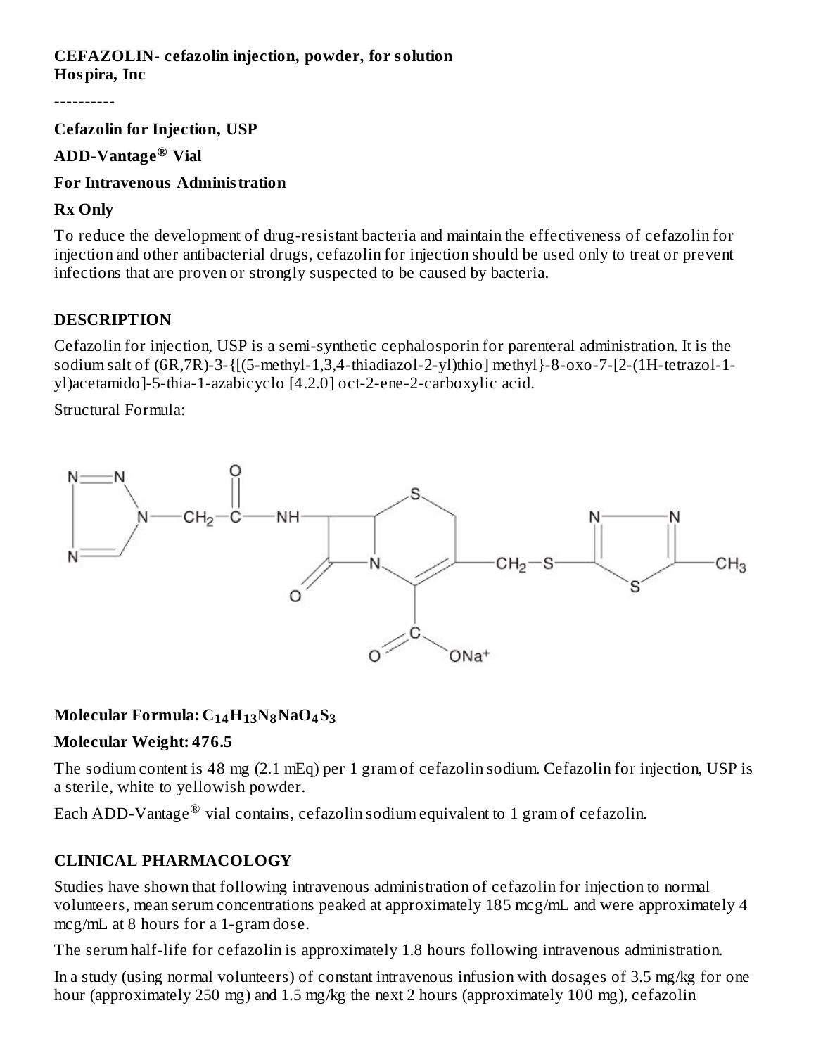**CEFAZOLIN- cefazolin injection, powder, for solution**
**Hospira, Inc**

----------

**Cefazolin for Injection, USP**

**ADD-Vantage® Vial**

**For Intravenous Administration**

**Rx Only**

To reduce the development of drug-resistant bacteria and maintain the effectiveness of cefazolin for injection and other antibacterial drugs, cefazolin for injection should be used only to treat or prevent infections that are proven or strongly suspected to be caused by bacteria.

## DESCRIPTION

Cefazolin for injection, USP is a semi-synthetic cephalosporin for parenteral administration. It is the sodium salt of (6R,7R)-3-{[(5-methyl-1,3,4-thiadiazol-2-yl)thio] methyl}-8-oxo-7-[2-(1H-tetrazol-1-yl)acetamido]-5-thia-1-azabicyclo [4.2.0] oct-2-ene-2-carboxylic acid.

Structural Formula:

**Molecular Formula:** $C_{14}H_{13}N_8NaO_4S_3$

**Molecular Weight: 476.5**

The sodium content is 48 mg (2.1 mEq) per 1 gram of cefazolin sodium. Cefazolin for injection, USP is a sterile, white to yellowish powder.

Each ADD-Vantage® vial contains, cefazolin sodium equivalent to 1 gram of cefazolin.

## CLINICAL PHARMACOLOGY

Studies have shown that following intravenous administration of cefazolin for injection to normal volunteers, mean serum concentrations peaked at approximately 185 mcg/mL and were approximately 4 mcg/mL at 8 hours for a 1-gram dose.

The serum half-life for cefazolin is approximately 1.8 hours following intravenous administration.

In a study (using normal volunteers) of constant intravenous infusion with dosages of 3.5 mg/kg for one hour (approximately 250 mg) and 1.5 mg/kg the next 2 hours (approximately 100 mg), cefazolin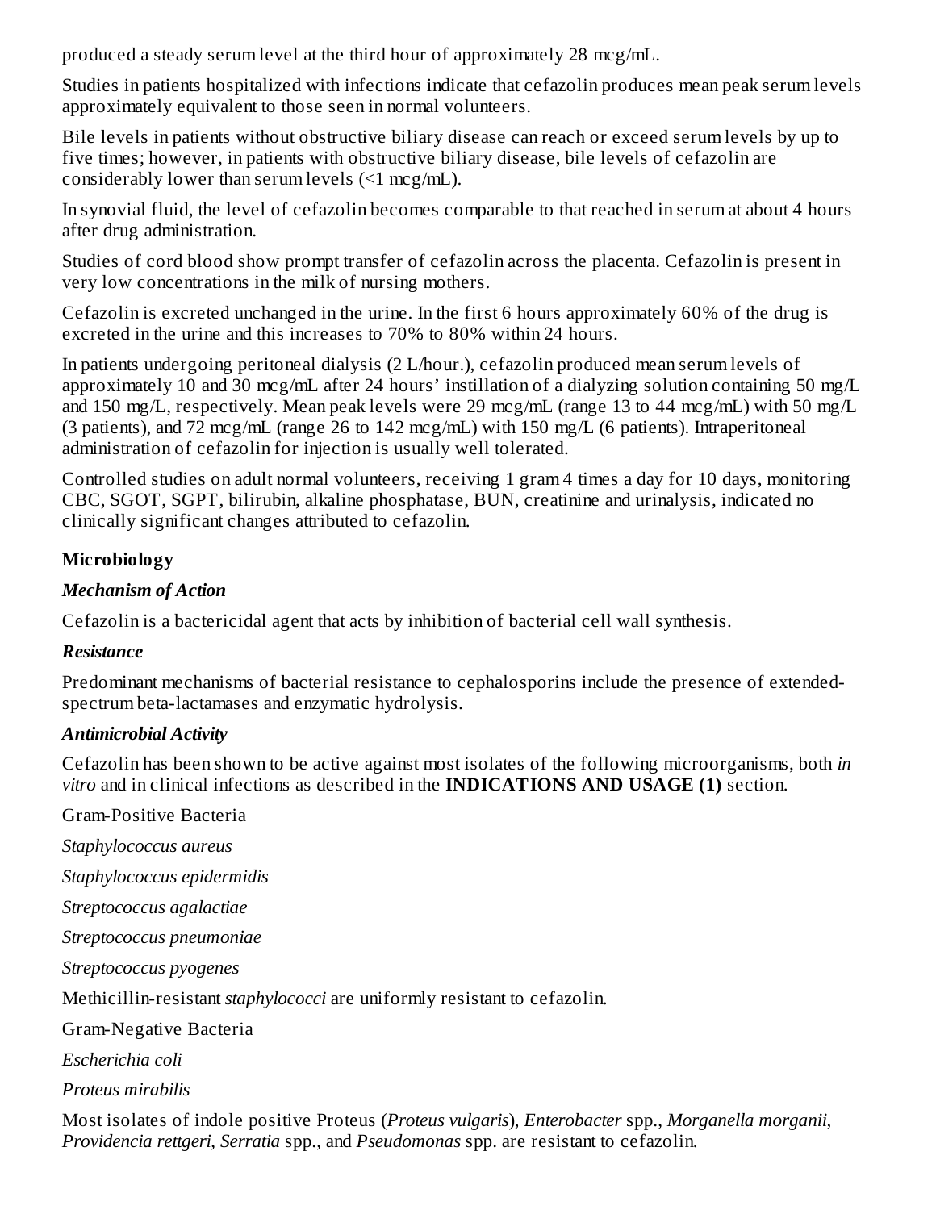produced a steady serum level at the third hour of approximately 28 mcg/mL.

Studies in patients hospitalized with infections indicate that cefazolin produces mean peak serum levels approximately equivalent to those seen in normal volunteers.

Bile levels in patients without obstructive biliary disease can reach or exceed serum levels by up to five times; however, in patients with obstructive biliary disease, bile levels of cefazolin are considerably lower than serum levels (<1 mcg/mL).

In synovial fluid, the level of cefazolin becomes comparable to that reached in serum at about 4 hours after drug administration.

Studies of cord blood show prompt transfer of cefazolin across the placenta. Cefazolin is present in very low concentrations in the milk of nursing mothers.

Cefazolin is excreted unchanged in the urine. In the first 6 hours approximately 60% of the drug is excreted in the urine and this increases to 70% to 80% within 24 hours.

In patients undergoing peritoneal dialysis (2 L/hour.), cefazolin produced mean serum levels of approximately 10 and 30 mcg/mL after 24 hours' instillation of a dialyzing solution containing 50 mg/L and 150 mg/L, respectively. Mean peak levels were 29 mcg/mL (range 13 to 44 mcg/mL) with 50 mg/L (3 patients), and 72 mcg/mL (range 26 to 142 mcg/mL) with 150 mg/L (6 patients). Intraperitoneal administration of cefazolin for injection is usually well tolerated.

Controlled studies on adult normal volunteers, receiving 1 gram 4 times a day for 10 days, monitoring CBC, SGOT, SGPT, bilirubin, alkaline phosphatase, BUN, creatinine and urinalysis, indicated no clinically significant changes attributed to cefazolin.

**Microbiology**

***Mechanism of Action***

Cefazolin is a bactericidal agent that acts by inhibition of bacterial cell wall synthesis.

***Resistance***

Predominant mechanisms of bacterial resistance to cephalosporins include the presence of extended-spectrum beta-lactamases and enzymatic hydrolysis.

***Antimicrobial Activity***

Cefazolin has been shown to be active against most isolates of the following microorganisms, both *in vitro* and in clinical infections as described in the **INDICATIONS AND USAGE (1)** section.

Gram-Positive Bacteria

*Staphylococcus aureus*

*Staphylococcus epidermidis*

*Streptococcus agalactiae*

*Streptococcus pneumoniae*

*Streptococcus pyogenes*

Methicillin-resistant *staphylococci* are uniformly resistant to cefazolin.

Gram-Negative Bacteria

*Escherichia coli*

*Proteus mirabilis*

Most isolates of indole positive Proteus (*Proteus vulgaris*), *Enterobacter* spp., *Morganella morganii*, *Providencia rettgeri*, *Serratia* spp., and *Pseudomonas* spp. are resistant to cefazolin.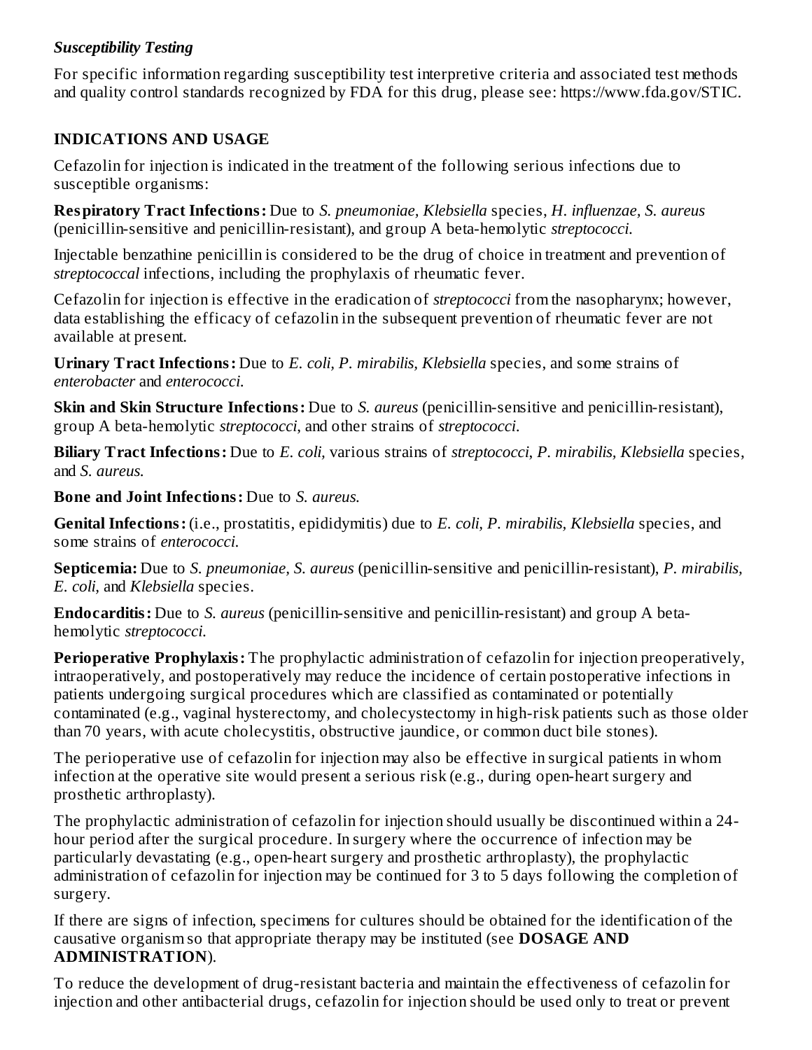### *Susceptibility Testing*

For specific information regarding susceptibility test interpretive criteria and associated test methods and quality control standards recognized by FDA for this drug, please see: https://www.fda.gov/STIC.

## INDICATIONS AND USAGE

Cefazolin for injection is indicated in the treatment of the following serious infections due to susceptible organisms:

**Respiratory Tract Infections:** Due to *S. pneumoniae, Klebsiella* species, *H. influenzae, S. aureus* (penicillin-sensitive and penicillin-resistant), and group A beta-hemolytic *streptococci.*

Injectable benzathine penicillin is considered to be the drug of choice in treatment and prevention of *streptococcal* infections, including the prophylaxis of rheumatic fever.

Cefazolin for injection is effective in the eradication of *streptococci* from the nasopharynx; however, data establishing the efficacy of cefazolin in the subsequent prevention of rheumatic fever are not available at present.

**Urinary Tract Infections:** Due to *E. coli, P. mirabilis, Klebsiella* species, and some strains of *enterobacter* and *enterococci.*

**Skin and Skin Structure Infections:** Due to *S. aureus* (penicillin-sensitive and penicillin-resistant), group A beta-hemolytic *streptococci,* and other strains of *streptococci.*

**Biliary Tract Infections:** Due to *E. coli,* various strains of *streptococci, P. mirabilis, Klebsiella* species, and *S. aureus.*

**Bone and Joint Infections:** Due to *S. aureus.*

**Genital Infections:** (i.e., prostatitis, epididymitis) due to *E. coli, P. mirabilis, Klebsiella* species, and some strains of *enterococci.*

**Septicemia:** Due to *S. pneumoniae, S. aureus* (penicillin-sensitive and penicillin-resistant), *P. mirabilis, E. coli,* and *Klebsiella* species.

**Endocarditis:** Due to *S. aureus* (penicillin-sensitive and penicillin-resistant) and group A beta-hemolytic *streptococci.*

**Perioperative Prophylaxis:** The prophylactic administration of cefazolin for injection preoperatively, intraoperatively, and postoperatively may reduce the incidence of certain postoperative infections in patients undergoing surgical procedures which are classified as contaminated or potentially contaminated (e.g., vaginal hysterectomy, and cholecystectomy in high-risk patients such as those older than 70 years, with acute cholecystitis, obstructive jaundice, or common duct bile stones).

The perioperative use of cefazolin for injection may also be effective in surgical patients in whom infection at the operative site would present a serious risk (e.g., during open-heart surgery and prosthetic arthroplasty).

The prophylactic administration of cefazolin for injection should usually be discontinued within a 24-hour period after the surgical procedure. In surgery where the occurrence of infection may be particularly devastating (e.g., open-heart surgery and prosthetic arthroplasty), the prophylactic administration of cefazolin for injection may be continued for 3 to 5 days following the completion of surgery.

If there are signs of infection, specimens for cultures should be obtained for the identification of the causative organism so that appropriate therapy may be instituted (see **DOSAGE AND ADMINISTRATION**).

To reduce the development of drug-resistant bacteria and maintain the effectiveness of cefazolin for injection and other antibacterial drugs, cefazolin for injection should be used only to treat or prevent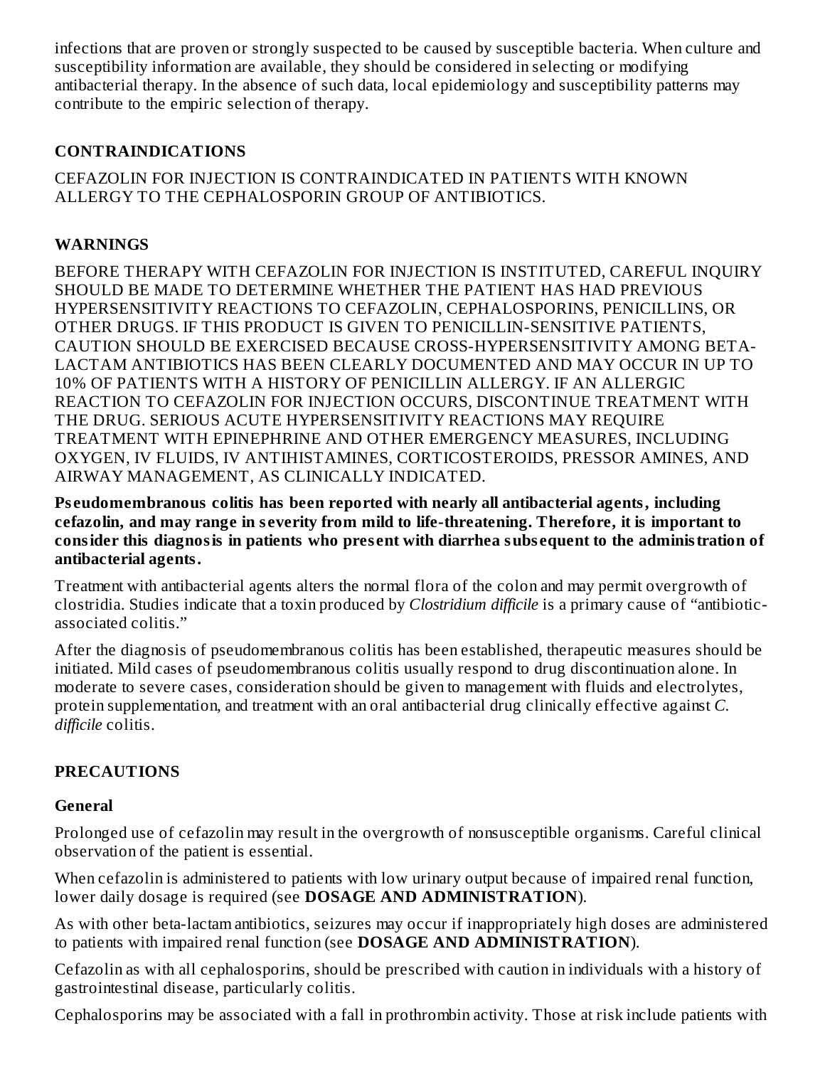infections that are proven or strongly suspected to be caused by susceptible bacteria. When culture and susceptibility information are available, they should be considered in selecting or modifying antibacterial therapy. In the absence of such data, local epidemiology and susceptibility patterns may contribute to the empiric selection of therapy.

## CONTRAINDICATIONS

CEFAZOLIN FOR INJECTION IS CONTRAINDICATED IN PATIENTS WITH KNOWN ALLERGY TO THE CEPHALOSPORIN GROUP OF ANTIBIOTICS.

## WARNINGS

BEFORE THERAPY WITH CEFAZOLIN FOR INJECTION IS INSTITUTED, CAREFUL INQUIRY SHOULD BE MADE TO DETERMINE WHETHER THE PATIENT HAS HAD PREVIOUS HYPERSENSITIVITY REACTIONS TO CEFAZOLIN, CEPHALOSPORINS, PENICILLINS, OR OTHER DRUGS. IF THIS PRODUCT IS GIVEN TO PENICILLIN-SENSITIVE PATIENTS, CAUTION SHOULD BE EXERCISED BECAUSE CROSS-HYPERSENSITIVITY AMONG BETA-LACTAM ANTIBIOTICS HAS BEEN CLEARLY DOCUMENTED AND MAY OCCUR IN UP TO 10% OF PATIENTS WITH A HISTORY OF PENICILLIN ALLERGY. IF AN ALLERGIC REACTION TO CEFAZOLIN FOR INJECTION OCCURS, DISCONTINUE TREATMENT WITH THE DRUG. SERIOUS ACUTE HYPERSENSITIVITY REACTIONS MAY REQUIRE TREATMENT WITH EPINEPHRINE AND OTHER EMERGENCY MEASURES, INCLUDING OXYGEN, IV FLUIDS, IV ANTIHISTAMINES, CORTICOSTEROIDS, PRESSOR AMINES, AND AIRWAY MANAGEMENT, AS CLINICALLY INDICATED.

**Pseudomembranous colitis has been reported with nearly all antibacterial agents, including cefazolin, and may range in severity from mild to life-threatening. Therefore, it is important to consider this diagnosis in patients who present with diarrhea subsequent to the administration of antibacterial agents.**

Treatment with antibacterial agents alters the normal flora of the colon and may permit overgrowth of clostridia. Studies indicate that a toxin produced by *Clostridium difficile* is a primary cause of "antibiotic-associated colitis."

After the diagnosis of pseudomembranous colitis has been established, therapeutic measures should be initiated. Mild cases of pseudomembranous colitis usually respond to drug discontinuation alone. In moderate to severe cases, consideration should be given to management with fluids and electrolytes, protein supplementation, and treatment with an oral antibacterial drug clinically effective against *C. difficile* colitis.

## PRECAUTIONS

### General

Prolonged use of cefazolin may result in the overgrowth of nonsusceptible organisms. Careful clinical observation of the patient is essential.

When cefazolin is administered to patients with low urinary output because of impaired renal function, lower daily dosage is required (see **DOSAGE AND ADMINISTRATION**).

As with other beta-lactam antibiotics, seizures may occur if inappropriately high doses are administered to patients with impaired renal function (see **DOSAGE AND ADMINISTRATION**).

Cefazolin as with all cephalosporins, should be prescribed with caution in individuals with a history of gastrointestinal disease, particularly colitis.

Cephalosporins may be associated with a fall in prothrombin activity. Those at risk include patients with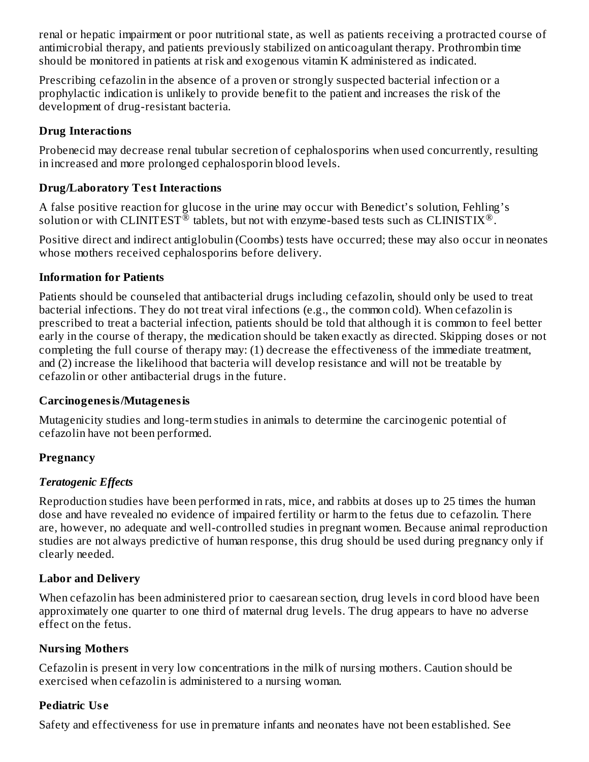renal or hepatic impairment or poor nutritional state, as well as patients receiving a protracted course of antimicrobial therapy, and patients previously stabilized on anticoagulant therapy. Prothrombin time should be monitored in patients at risk and exogenous vitamin K administered as indicated.

Prescribing cefazolin in the absence of a proven or strongly suspected bacterial infection or a prophylactic indication is unlikely to provide benefit to the patient and increases the risk of the development of drug-resistant bacteria.

### Drug Interactions

Probenecid may decrease renal tubular secretion of cephalosporins when used concurrently, resulting in increased and more prolonged cephalosporin blood levels.

### Drug/Laboratory Test Interactions

A false positive reaction for glucose in the urine may occur with Benedict's solution, Fehling's solution or with CLINITEST® tablets, but not with enzyme-based tests such as CLINISTIX®.

Positive direct and indirect antiglobulin (Coombs) tests have occurred; these may also occur in neonates whose mothers received cephalosporins before delivery.

### Information for Patients

Patients should be counseled that antibacterial drugs including cefazolin, should only be used to treat bacterial infections. They do not treat viral infections (e.g., the common cold). When cefazolin is prescribed to treat a bacterial infection, patients should be told that although it is common to feel better early in the course of therapy, the medication should be taken exactly as directed. Skipping doses or not completing the full course of therapy may: (1) decrease the effectiveness of the immediate treatment, and (2) increase the likelihood that bacteria will develop resistance and will not be treatable by cefazolin or other antibacterial drugs in the future.

### Carcinogenesis/Mutagenesis

Mutagenicity studies and long-term studies in animals to determine the carcinogenic potential of cefazolin have not been performed.

### Pregnancy

#### *Teratogenic Effects*

Reproduction studies have been performed in rats, mice, and rabbits at doses up to 25 times the human dose and have revealed no evidence of impaired fertility or harm to the fetus due to cefazolin. There are, however, no adequate and well-controlled studies in pregnant women. Because animal reproduction studies are not always predictive of human response, this drug should be used during pregnancy only if clearly needed.

### Labor and Delivery

When cefazolin has been administered prior to caesarean section, drug levels in cord blood have been approximately one quarter to one third of maternal drug levels. The drug appears to have no adverse effect on the fetus.

### Nursing Mothers

Cefazolin is present in very low concentrations in the milk of nursing mothers. Caution should be exercised when cefazolin is administered to a nursing woman.

### Pediatric Use

Safety and effectiveness for use in premature infants and neonates have not been established. See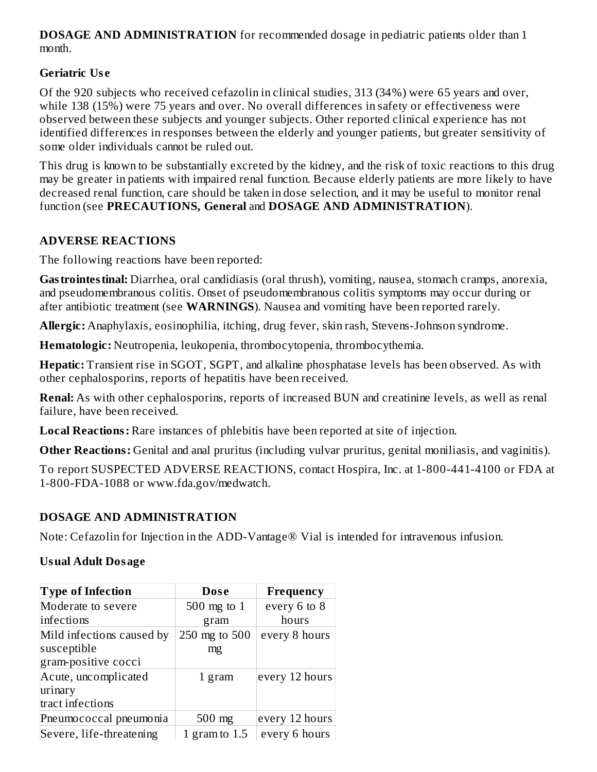**DOSAGE AND ADMINISTRATION** for recommended dosage in pediatric patients older than 1 month.

### Geriatric Use

Of the 920 subjects who received cefazolin in clinical studies, 313 (34%) were 65 years and over, while 138 (15%) were 75 years and over. No overall differences in safety or effectiveness were observed between these subjects and younger subjects. Other reported clinical experience has not identified differences in responses between the elderly and younger patients, but greater sensitivity of some older individuals cannot be ruled out.

This drug is known to be substantially excreted by the kidney, and the risk of toxic reactions to this drug may be greater in patients with impaired renal function. Because elderly patients are more likely to have decreased renal function, care should be taken in dose selection, and it may be useful to monitor renal function (see **PRECAUTIONS, General** and **DOSAGE AND ADMINISTRATION**).

## ADVERSE REACTIONS

The following reactions have been reported:

**Gastrointestinal:** Diarrhea, oral candidiasis (oral thrush), vomiting, nausea, stomach cramps, anorexia, and pseudomembranous colitis. Onset of pseudomembranous colitis symptoms may occur during or after antibiotic treatment (see **WARNINGS**). Nausea and vomiting have been reported rarely.

**Allergic:** Anaphylaxis, eosinophilia, itching, drug fever, skin rash, Stevens-Johnson syndrome.

**Hematologic:** Neutropenia, leukopenia, thrombocytopenia, thrombocythemia.

**Hepatic:** Transient rise in SGOT, SGPT, and alkaline phosphatase levels has been observed. As with other cephalosporins, reports of hepatitis have been received.

**Renal:** As with other cephalosporins, reports of increased BUN and creatinine levels, as well as renal failure, have been received.

**Local Reactions:** Rare instances of phlebitis have been reported at site of injection.

**Other Reactions:** Genital and anal pruritus (including vulvar pruritus, genital moniliasis, and vaginitis).

To report SUSPECTED ADVERSE REACTIONS, contact Hospira, Inc. at 1-800-441-4100 or FDA at 1-800-FDA-1088 or www.fda.gov/medwatch.

## DOSAGE AND ADMINISTRATION

Note: Cefazolin for Injection in the ADD-Vantage® Vial is intended for intravenous infusion.

### Usual Adult Dosage

| Type of Infection | Dose | Frequency |
|---|---|---|
| Moderate to severe infections | 500 mg to 1 gram | every 6 to 8 hours |
| Mild infections caused by susceptible gram-positive cocci | 250 mg to 500 mg | every 8 hours |
| Acute, uncomplicated urinary tract infections | 1 gram | every 12 hours |
| Pneumococcal pneumonia | 500 mg | every 12 hours |
| Severe, life-threatening | 1 gram to 1.5 | every 6 hours |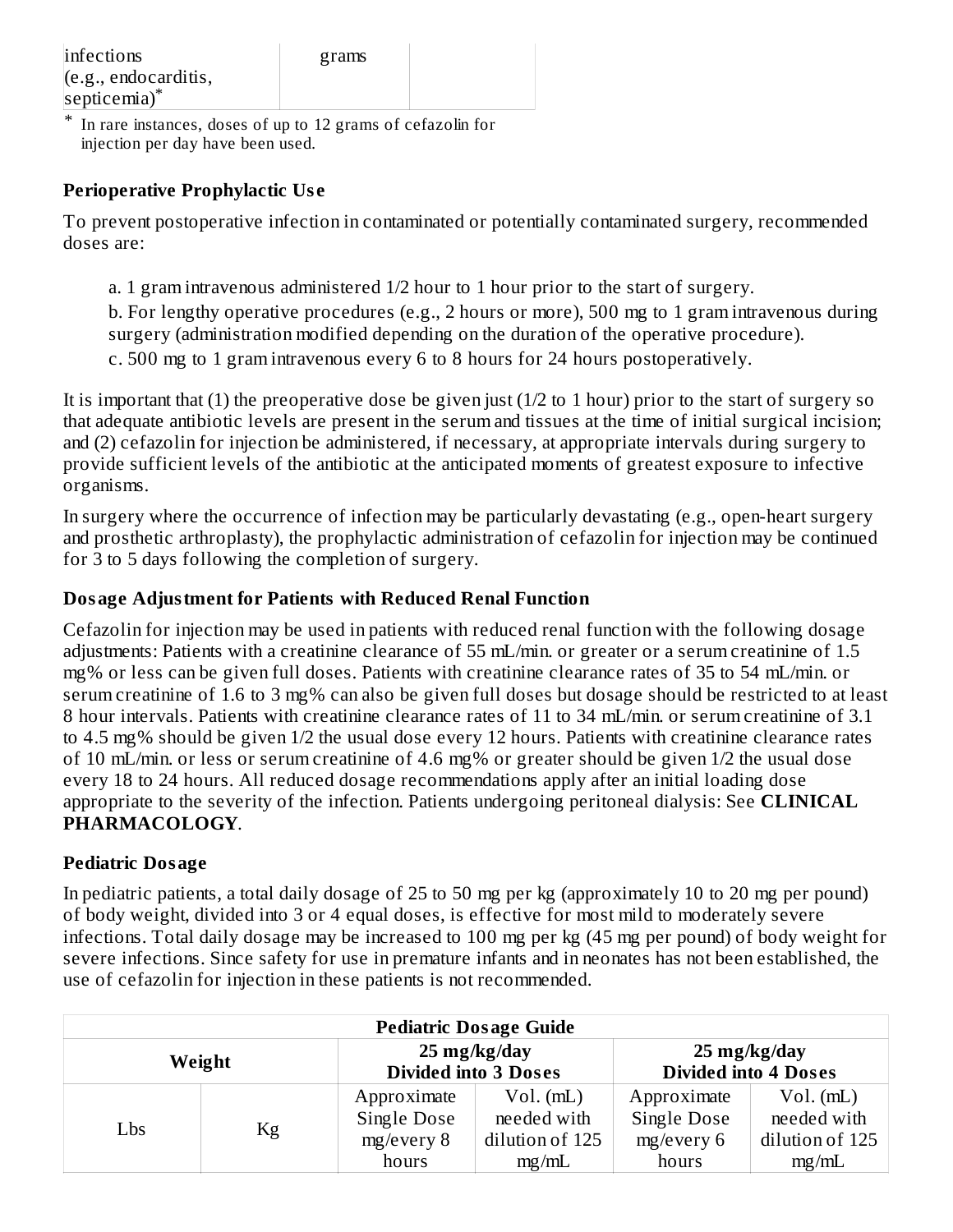| infections (e.g., endocarditis, septicemia)* | grams | |
|---|---|---|

* In rare instances, doses of up to 12 grams of cefazolin for injection per day have been used.

**Perioperative Prophylactic Use**

To prevent postoperative infection in contaminated or potentially contaminated surgery, recommended doses are:

a. 1 gram intravenous administered 1/2 hour to 1 hour prior to the start of surgery.

b. For lengthy operative procedures (e.g., 2 hours or more), 500 mg to 1 gram intravenous during surgery (administration modified depending on the duration of the operative procedure).

c. 500 mg to 1 gram intravenous every 6 to 8 hours for 24 hours postoperatively.

It is important that (1) the preoperative dose be given just (1/2 to 1 hour) prior to the start of surgery so that adequate antibiotic levels are present in the serum and tissues at the time of initial surgical incision; and (2) cefazolin for injection be administered, if necessary, at appropriate intervals during surgery to provide sufficient levels of the antibiotic at the anticipated moments of greatest exposure to infective organisms.

In surgery where the occurrence of infection may be particularly devastating (e.g., open-heart surgery and prosthetic arthroplasty), the prophylactic administration of cefazolin for injection may be continued for 3 to 5 days following the completion of surgery.

**Dosage Adjustment for Patients with Reduced Renal Function**

Cefazolin for injection may be used in patients with reduced renal function with the following dosage adjustments: Patients with a creatinine clearance of 55 mL/min. or greater or a serum creatinine of 1.5 mg% or less can be given full doses. Patients with creatinine clearance rates of 35 to 54 mL/min. or serum creatinine of 1.6 to 3 mg% can also be given full doses but dosage should be restricted to at least 8 hour intervals. Patients with creatinine clearance rates of 11 to 34 mL/min. or serum creatinine of 3.1 to 4.5 mg% should be given 1/2 the usual dose every 12 hours. Patients with creatinine clearance rates of 10 mL/min. or less or serum creatinine of 4.6 mg% or greater should be given 1/2 the usual dose every 18 to 24 hours. All reduced dosage recommendations apply after an initial loading dose appropriate to the severity of the infection. Patients undergoing peritoneal dialysis: See **CLINICAL PHARMACOLOGY**.

**Pediatric Dosage**

In pediatric patients, a total daily dosage of 25 to 50 mg per kg (approximately 10 to 20 mg per pound) of body weight, divided into 3 or 4 equal doses, is effective for most mild to moderately severe infections. Total daily dosage may be increased to 100 mg per kg (45 mg per pound) of body weight for severe infections. Since safety for use in premature infants and in neonates has not been established, the use of cefazolin for injection in these patients is not recommended.

| Pediatric Dosage Guide | | | | | |
|---|---|---|---|---|---|
| **Weight** | | **25 mg/kg/day Divided into 3 Doses** | | **25 mg/kg/day Divided into 4 Doses** | |
| Lbs | Kg | Approximate Single Dose mg/every 8 hours | Vol. (mL) needed with dilution of 125 mg/mL | Approximate Single Dose mg/every 6 hours | Vol. (mL) needed with dilution of 125 mg/mL |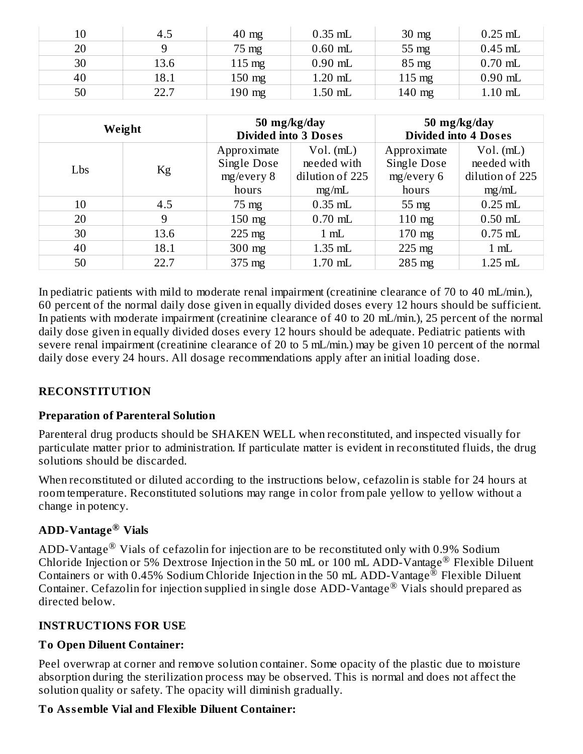| 10 | 4.5 | 40 mg | 0.35 mL | 30 mg | 0.25 mL |
|---|---|---|---|---|---|
| 20 | 9 | 75 mg | 0.60 mL | 55 mg | 0.45 mL |
| 30 | 13.6 | 115 mg | 0.90 mL | 85 mg | 0.70 mL |
| 40 | 18.1 | 150 mg | 1.20 mL | 115 mg | 0.90 mL |
| 50 | 22.7 | 190 mg | 1.50 mL | 140 mg | 1.10 mL |

| **Weight** | | **50 mg/kg/day Divided into 3 Doses** | | **50 mg/kg/day Divided into 4 Doses** | |
|---|---|---|---|---|---|
| Lbs | Kg | Approximate Single Dose mg/every 8 hours | Vol. (mL) needed with dilution of 225 mg/mL | Approximate Single Dose mg/every 6 hours | Vol. (mL) needed with dilution of 225 mg/mL |
| 10 | 4.5 | 75 mg | 0.35 mL | 55 mg | 0.25 mL |
| 20 | 9 | 150 mg | 0.70 mL | 110 mg | 0.50 mL |
| 30 | 13.6 | 225 mg | 1 mL | 170 mg | 0.75 mL |
| 40 | 18.1 | 300 mg | 1.35 mL | 225 mg | 1 mL |
| 50 | 22.7 | 375 mg | 1.70 mL | 285 mg | 1.25 mL |

In pediatric patients with mild to moderate renal impairment (creatinine clearance of 70 to 40 mL/min.), 60 percent of the normal daily dose given in equally divided doses every 12 hours should be sufficient. In patients with moderate impairment (creatinine clearance of 40 to 20 mL/min.), 25 percent of the normal daily dose given in equally divided doses every 12 hours should be adequate. Pediatric patients with severe renal impairment (creatinine clearance of 20 to 5 mL/min.) may be given 10 percent of the normal daily dose every 24 hours. All dosage recommendations apply after an initial loading dose.

## RECONSTITUTION

### Preparation of Parenteral Solution

Parenteral drug products should be SHAKEN WELL when reconstituted, and inspected visually for particulate matter prior to administration. If particulate matter is evident in reconstituted fluids, the drug solutions should be discarded.

When reconstituted or diluted according to the instructions below, cefazolin is stable for 24 hours at room temperature. Reconstituted solutions may range in color from pale yellow to yellow without a change in potency.

### ADD-Vantage® Vials

ADD-Vantage® Vials of cefazolin for injection are to be reconstituted only with 0.9% Sodium Chloride Injection or 5% Dextrose Injection in the 50 mL or 100 mL ADD-Vantage® Flexible Diluent Containers or with 0.45% Sodium Chloride Injection in the 50 mL ADD-Vantage® Flexible Diluent Container. Cefazolin for injection supplied in single dose ADD-Vantage® Vials should prepared as directed below.

### INSTRUCTIONS FOR USE

### To Open Diluent Container:

Peel overwrap at corner and remove solution container. Some opacity of the plastic due to moisture absorption during the sterilization process may be observed. This is normal and does not affect the solution quality or safety. The opacity will diminish gradually.

### To Assemble Vial and Flexible Diluent Container: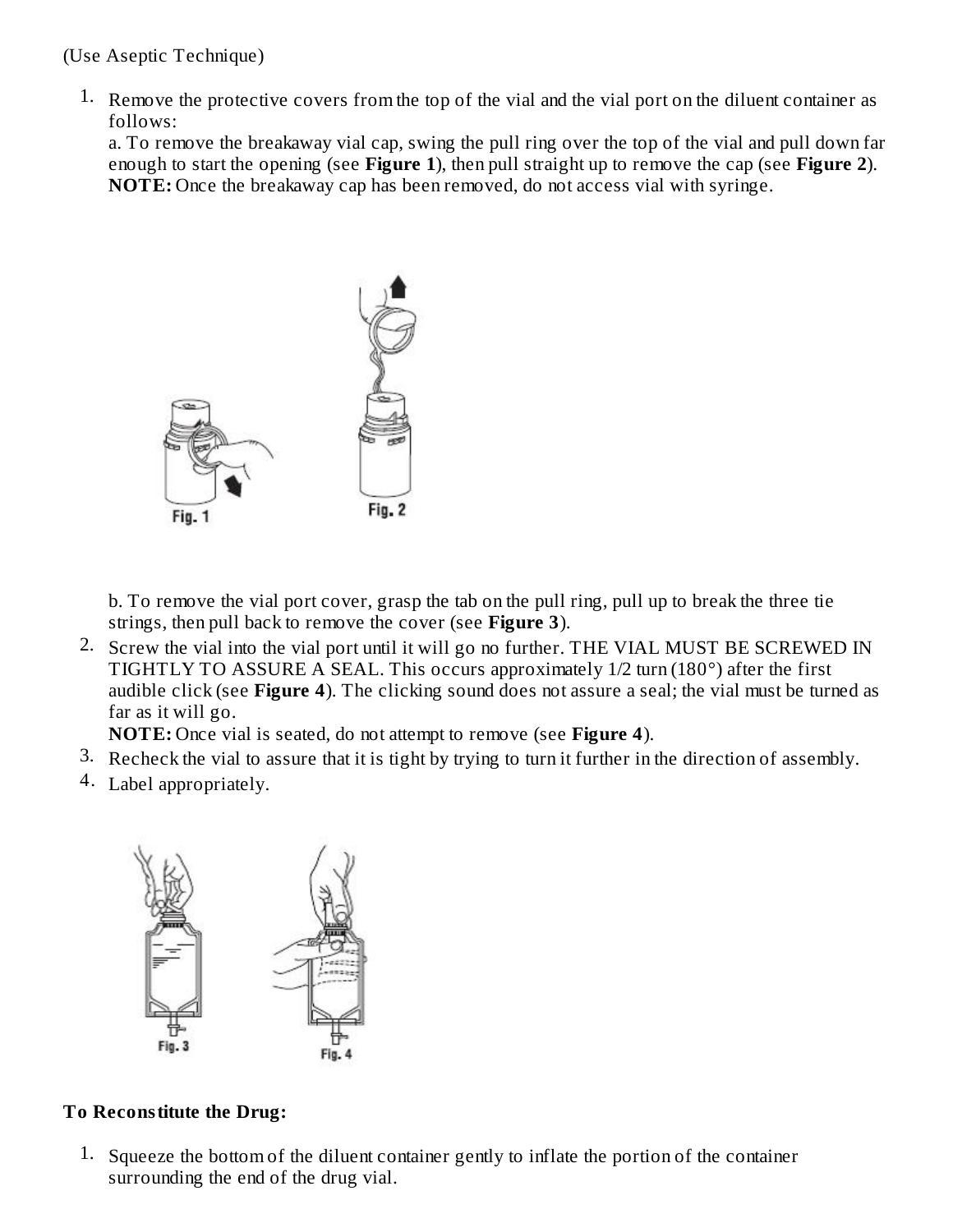(Use Aseptic Technique)

1. Remove the protective covers from the top of the vial and the vial port on the diluent container as follows:
   a. To remove the breakaway vial cap, swing the pull ring over the top of the vial and pull down far enough to start the opening (see **Figure 1**), then pull straight up to remove the cap (see **Figure 2**).
   **NOTE:** Once the breakaway cap has been removed, do not access vial with syringe.

   Fig. 1 Fig. 2

   b. To remove the vial port cover, grasp the tab on the pull ring, pull up to break the three tie strings, then pull back to remove the cover (see **Figure 3**).
2. Screw the vial into the vial port until it will go no further. THE VIAL MUST BE SCREWED IN TIGHTLY TO ASSURE A SEAL. This occurs approximately 1/2 turn (180°) after the first audible click (see **Figure 4**). The clicking sound does not assure a seal; the vial must be turned as far as it will go.
   **NOTE:** Once vial is seated, do not attempt to remove (see **Figure 4**).
3. Recheck the vial to assure that it is tight by trying to turn it further in the direction of assembly.
4. Label appropriately.

Fig. 3 Fig. 4

**To Reconstitute the Drug:**

1. Squeeze the bottom of the diluent container gently to inflate the portion of the container surrounding the end of the drug vial.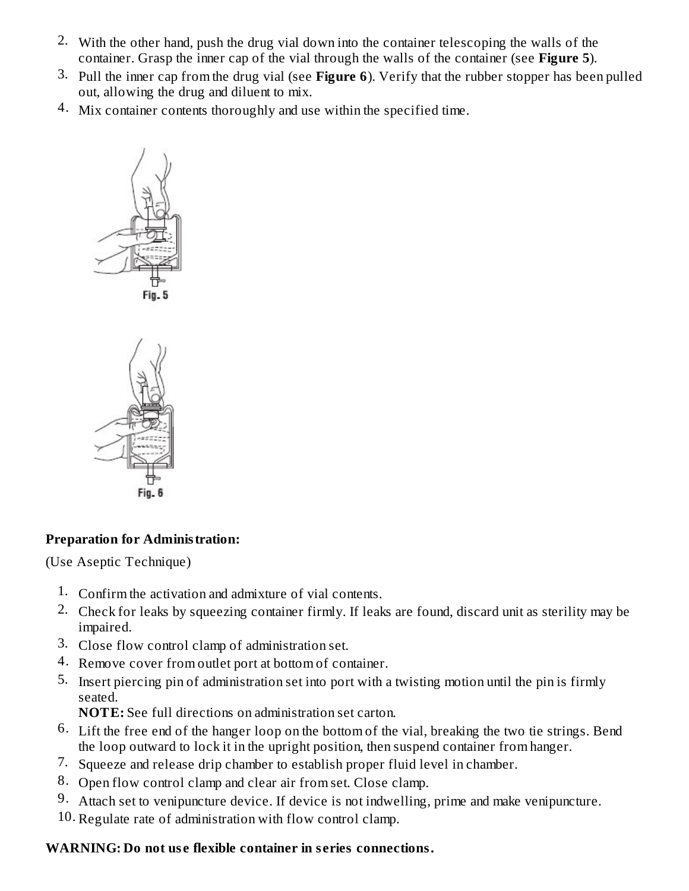2. With the other hand, push the drug vial down into the container telescoping the walls of the container. Grasp the inner cap of the vial through the walls of the container (see **Figure 5**).
3. Pull the inner cap from the drug vial (see **Figure 6**). Verify that the rubber stopper has been pulled out, allowing the drug and diluent to mix.
4. Mix container contents thoroughly and use within the specified time.

Fig. 5

Fig. 6

**Preparation for Administration:**

(Use Aseptic Technique)

1. Confirm the activation and admixture of vial contents.
2. Check for leaks by squeezing container firmly. If leaks are found, discard unit as sterility may be impaired.
3. Close flow control clamp of administration set.
4. Remove cover from outlet port at bottom of container.
5. Insert piercing pin of administration set into port with a twisting motion until the pin is firmly seated.
   **NOTE:** See full directions on administration set carton.
6. Lift the free end of the hanger loop on the bottom of the vial, breaking the two tie strings. Bend the loop outward to lock it in the upright position, then suspend container from hanger.
7. Squeeze and release drip chamber to establish proper fluid level in chamber.
8. Open flow control clamp and clear air from set. Close clamp.
9. Attach set to venipuncture device. If device is not indwelling, prime and make venipuncture.
10. Regulate rate of administration with flow control clamp.

**WARNING: Do not use flexible container in series connections.**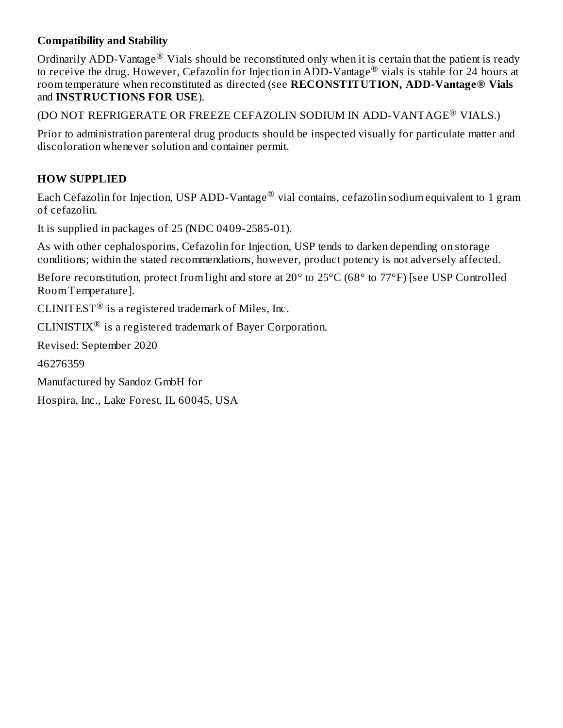### Compatibility and Stability

Ordinarily ADD-Vantage® Vials should be reconstituted only when it is certain that the patient is ready to receive the drug. However, Cefazolin for Injection in ADD-Vantage® vials is stable for 24 hours at room temperature when reconstituted as directed (see **RECONSTITUTION, ADD-Vantage® Vials** and **INSTRUCTIONS FOR USE**).

(DO NOT REFRIGERATE OR FREEZE CEFAZOLIN SODIUM IN ADD-VANTAGE® VIALS.)

Prior to administration parenteral drug products should be inspected visually for particulate matter and discoloration whenever solution and container permit.

## HOW SUPPLIED

Each Cefazolin for Injection, USP ADD-Vantage® vial contains, cefazolin sodium equivalent to 1 gram of cefazolin.

It is supplied in packages of 25 (NDC 0409-2585-01).

As with other cephalosporins, Cefazolin for Injection, USP tends to darken depending on storage conditions; within the stated recommendations, however, product potency is not adversely affected.

Before reconstitution, protect from light and store at 20° to 25°C (68° to 77°F) [see USP Controlled Room Temperature].

CLINITEST® is a registered trademark of Miles, Inc.

CLINISTIX® is a registered trademark of Bayer Corporation.

Revised: September 2020

46276359

Manufactured by Sandoz GmbH for

Hospira, Inc., Lake Forest, IL 60045, USA